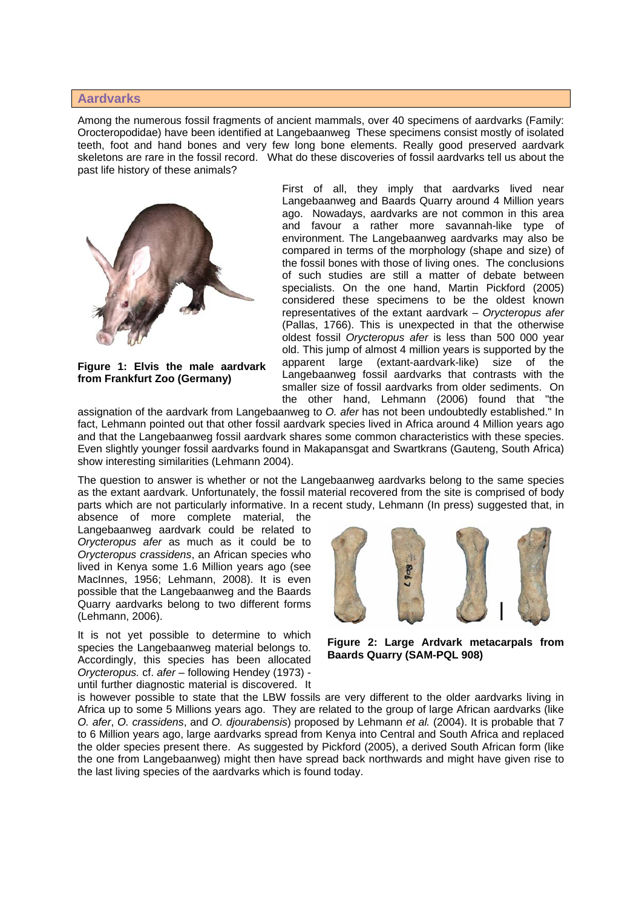## Aardvarks

Among the numerous fossil fragments of ancient mammals, over 40 specimens of aardvarks (Family: Orocteropodidae) have been identified at Langebaanweg These specimens consist mostly of isolated teeth, foot and hand bones and very few long bone elements. Really good preserved aardvark skeletons are rare in the fossil record. What do these discoveries of fossil aardvarks tell us about the past life history of these animals?

**Figure 1: Elvis the male aardvark from Frankfurt Zoo (Germany)**

First of all, they imply that aardvarks lived near Langebaanweg and Baards Quarry around 4 Million years ago. Nowadays, aardvarks are not common in this area and favour a rather more savannah-like type of environment. The Langebaanweg aardvarks may also be compared in terms of the morphology (shape and size) of the fossil bones with those of living ones. The conclusions of such studies are still a matter of debate between specialists. On the one hand, Martin Pickford (2005) considered these specimens to be the oldest known representatives of the extant aardvark – *Orycteropus afer* (Pallas, 1766). This is unexpected in that the otherwise oldest fossil *Orycteropus afer* is less than 500 000 year old. This jump of almost 4 million years is supported by the apparent large (extant-aardvark-like) size of the Langebaanweg fossil aardvarks that contrasts with the smaller size of fossil aardvarks from older sediments. On the other hand, Lehmann (2006) found that "the assignation of the aardvark from Langebaanweg to *O. afer* has not been undoubtedly established." In fact, Lehmann pointed out that other fossil aardvark species lived in Africa around 4 Million years ago and that the Langebaanweg fossil aardvark shares some common characteristics with these species. Even slightly younger fossil aardvarks found in Makapansgat and Swartkrans (Gauteng, South Africa) show interesting similarities (Lehmann 2004).

The question to answer is whether or not the Langebaanweg aardvarks belong to the same species as the extant aardvark. Unfortunately, the fossil material recovered from the site is comprised of body parts which are not particularly informative. In a recent study, Lehmann (In press) suggested that, in absence of more complete material, the Langebaanweg aardvark could be related to *Orycteropus afer* as much as it could be to *Orycteropus crassidens*, an African species who lived in Kenya some 1.6 Million years ago (see MacInnes, 1956; Lehmann, 2008). It is even possible that the Langebaanweg and the Baards Quarry aardvarks belong to two different forms (Lehmann, 2006).

**Figure 2: Large Ardvark metacarpals from Baards Quarry (SAM-PQL 908)**

It is not yet possible to determine to which species the Langebaanweg material belongs to. Accordingly, this species has been allocated *Orycteropus.* cf. *afer* – following Hendey (1973) - until further diagnostic material is discovered. It is however possible to state that the LBW fossils are very different to the older aardvarks living in Africa up to some 5 Millions years ago. They are related to the group of large African aardvarks (like *O. afer*, *O. crassidens*, and *O. djourabensis*) proposed by Lehmann *et al.* (2004). It is probable that 7 to 6 Million years ago, large aardvarks spread from Kenya into Central and South Africa and replaced the older species present there. As suggested by Pickford (2005), a derived South African form (like the one from Langebaanweg) might then have spread back northwards and might have given rise to the last living species of the aardvarks which is found today.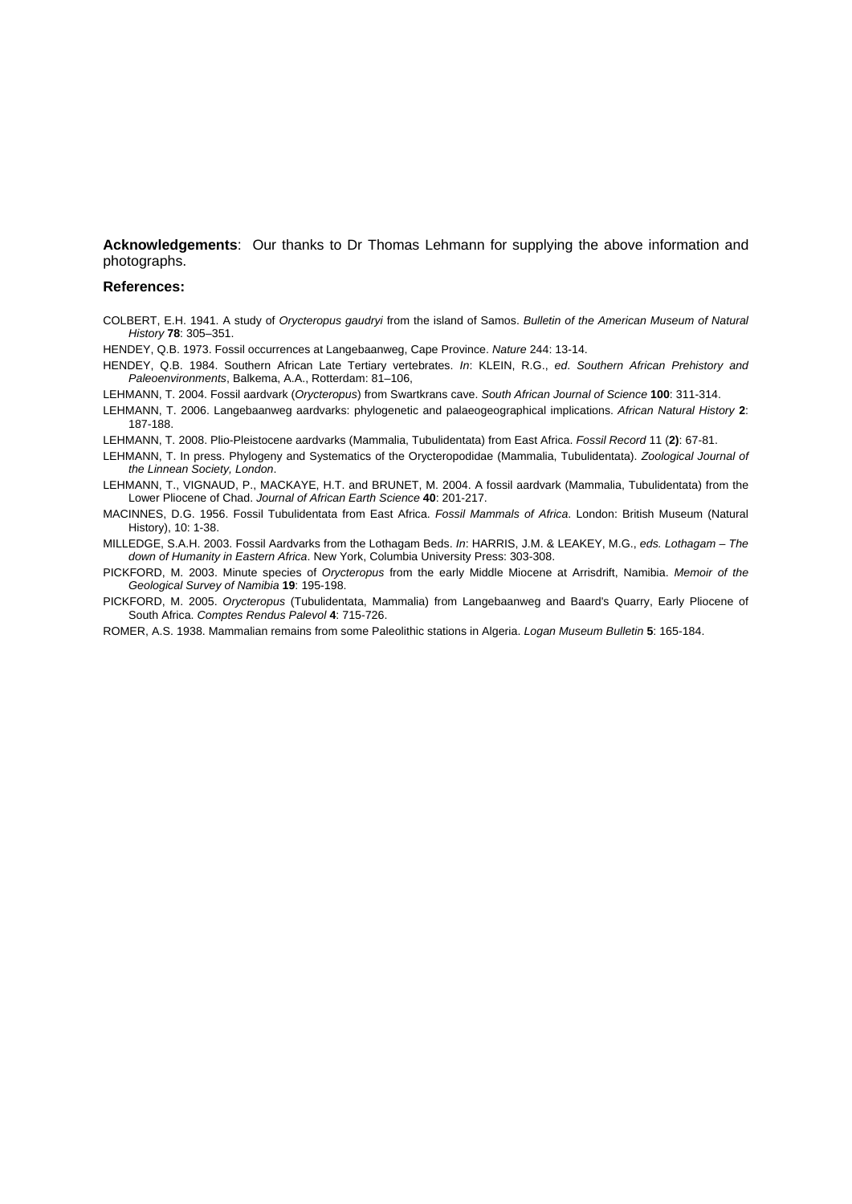**Acknowledgements**: Our thanks to Dr Thomas Lehmann for supplying the above information and photographs.

**References:**

COLBERT, E.H. 1941. A study of *Orycteropus gaudryi* from the island of Samos. *Bulletin of the American Museum of Natural History* **78**: 305–351.

HENDEY, Q.B. 1973. Fossil occurrences at Langebaanweg, Cape Province. *Nature* 244: 13-14.

HENDEY, Q.B. 1984. Southern African Late Tertiary vertebrates. *In*: KLEIN, R.G., *ed*. *Southern African Prehistory and Paleoenvironments*, Balkema, A.A., Rotterdam: 81–106,

LEHMANN, T. 2004. Fossil aardvark (*Orycteropus*) from Swartkrans cave. *South African Journal of Science* **100**: 311-314.

LEHMANN, T. 2006. Langebaanweg aardvarks: phylogenetic and palaeogeographical implications. *African Natural History* **2**: 187-188.

LEHMANN, T. 2008. Plio-Pleistocene aardvarks (Mammalia, Tubulidentata) from East Africa. *Fossil Record* 11 (**2)**: 67-81.

LEHMANN, T. In press. Phylogeny and Systematics of the Orycteropodidae (Mammalia, Tubulidentata). *Zoological Journal of the Linnean Society, London*.

LEHMANN, T., VIGNAUD, P., MACKAYE, H.T. and BRUNET, M. 2004. A fossil aardvark (Mammalia, Tubulidentata) from the Lower Pliocene of Chad. *Journal of African Earth Science* **40**: 201-217.

MACINNES, D.G. 1956. Fossil Tubulidentata from East Africa. *Fossil Mammals of Africa*. London: British Museum (Natural History), 10: 1-38.

MILLEDGE, S.A.H. 2003. Fossil Aardvarks from the Lothagam Beds. *In*: HARRIS, J.M. & LEAKEY, M.G., *eds. Lothagam – The down of Humanity in Eastern Africa*. New York, Columbia University Press: 303-308.

PICKFORD, M. 2003. Minute species of *Orycteropus* from the early Middle Miocene at Arrisdrift, Namibia. *Memoir of the Geological Survey of Namibia* **19**: 195-198.

PICKFORD, M. 2005. *Orycteropus* (Tubulidentata, Mammalia) from Langebaanweg and Baard's Quarry, Early Pliocene of South Africa. *Comptes Rendus Palevol* **4**: 715-726.

ROMER, A.S. 1938. Mammalian remains from some Paleolithic stations in Algeria. *Logan Museum Bulletin* **5**: 165-184.